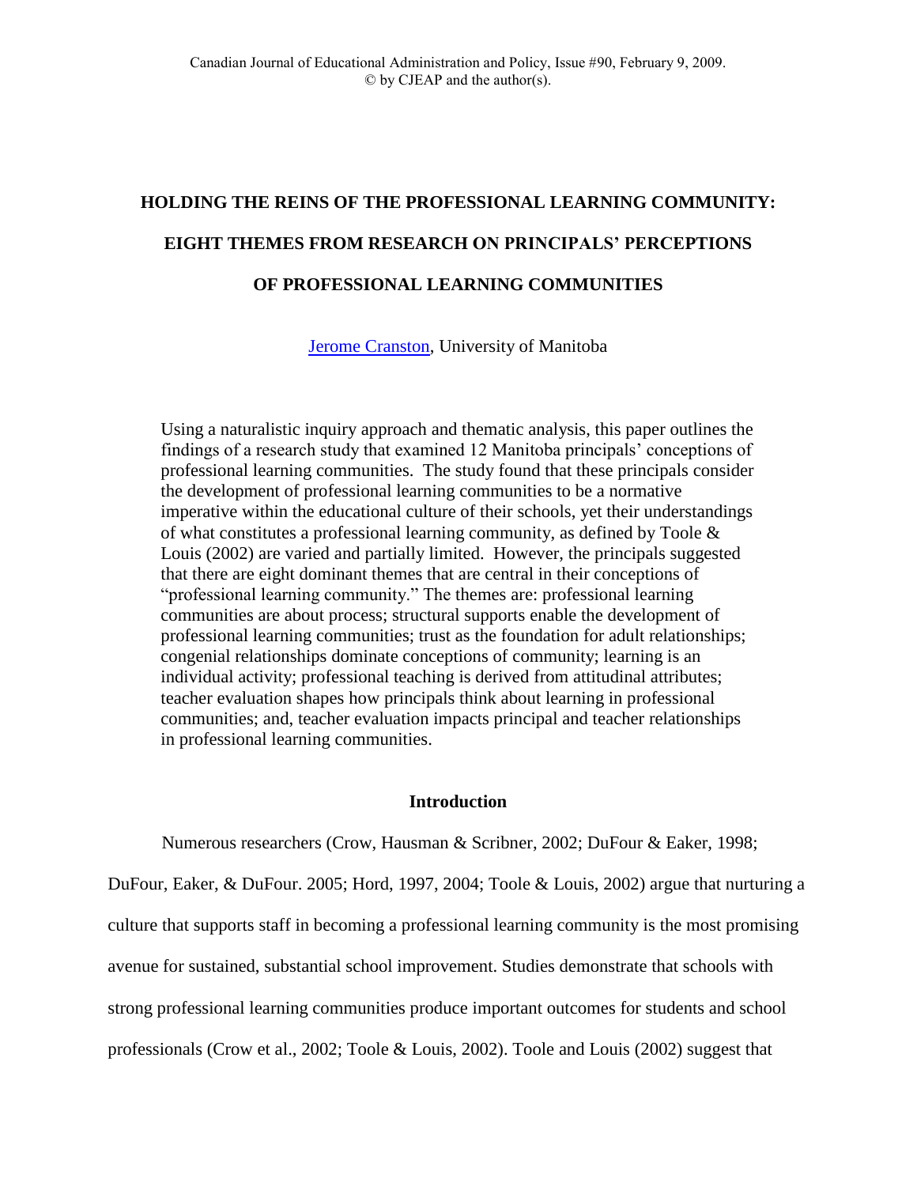# HOLDING THE REINS OF THE PROFESSIONAL LEARNING COMMUNITY: EIGHT THEMES FROM RESEARCH ON PRINCIPALS' PERCEPTIONS OF PROFESSIONAL LEARNING COMMUNITIES

Jerome Cranston, University of Manitoba

Using a naturalistic inquiry approach and thematic analysis, this paper outlines the findings of a research study that examined 12 Manitoba principals' conceptions of professional learning communities. The study found that these principals consider the development of professional learning communities to be a normative imperative within the educational culture of their schools, yet their understandings of what constitutes a professional learning community, as defined by Toole & Louis (2002) are varied and partially limited. However, the principals suggested that there are eight dominant themes that are central in their conceptions of "professional learning community." The themes are: professional learning communities are about process; structural supports enable the development of professional learning communities; trust as the foundation for adult relationships; congenial relationships dominate conceptions of community; learning is an individual activity; professional teaching is derived from attitudinal attributes; teacher evaluation shapes how principals think about learning in professional communities; and, teacher evaluation impacts principal and teacher relationships in professional learning communities.

## Introduction

Numerous researchers (Crow, Hausman & Scribner, 2002; DuFour & Eaker, 1998; DuFour, Eaker, & DuFour. 2005; Hord, 1997, 2004; Toole & Louis, 2002) argue that nurturing a culture that supports staff in becoming a professional learning community is the most promising avenue for sustained, substantial school improvement. Studies demonstrate that schools with strong professional learning communities produce important outcomes for students and school professionals (Crow et al., 2002; Toole & Louis, 2002). Toole and Louis (2002) suggest that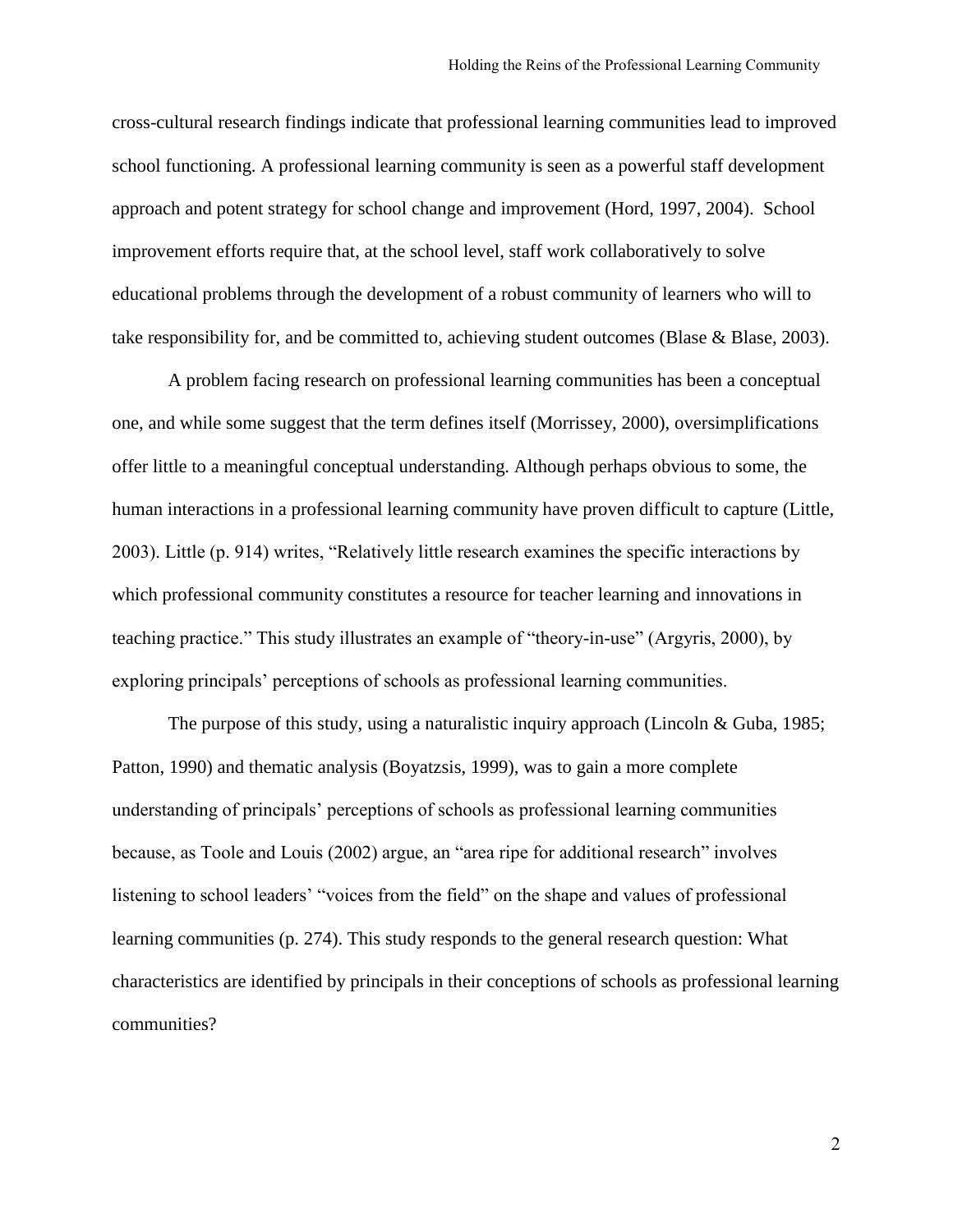cross-cultural research findings indicate that professional learning communities lead to improved school functioning. A professional learning community is seen as a powerful staff development approach and potent strategy for school change and improvement (Hord, 1997, 2004). School improvement efforts require that, at the school level, staff work collaboratively to solve educational problems through the development of a robust community of learners who will to take responsibility for, and be committed to, achieving student outcomes (Blase & Blase, 2003).

A problem facing research on professional learning communities has been a conceptual one, and while some suggest that the term defines itself (Morrissey, 2000), oversimplifications offer little to a meaningful conceptual understanding. Although perhaps obvious to some, the human interactions in a professional learning community have proven difficult to capture (Little, 2003). Little (p. 914) writes, "Relatively little research examines the specific interactions by which professional community constitutes a resource for teacher learning and innovations in teaching practice." This study illustrates an example of "theory-in-use" (Argyris, 2000), by exploring principals' perceptions of schools as professional learning communities.

The purpose of this study, using a naturalistic inquiry approach (Lincoln & Guba, 1985; Patton, 1990) and thematic analysis (Boyatzsis, 1999), was to gain a more complete understanding of principals' perceptions of schools as professional learning communities because, as Toole and Louis (2002) argue, an "area ripe for additional research" involves listening to school leaders' "voices from the field" on the shape and values of professional learning communities (p. 274). This study responds to the general research question: What characteristics are identified by principals in their conceptions of schools as professional learning communities?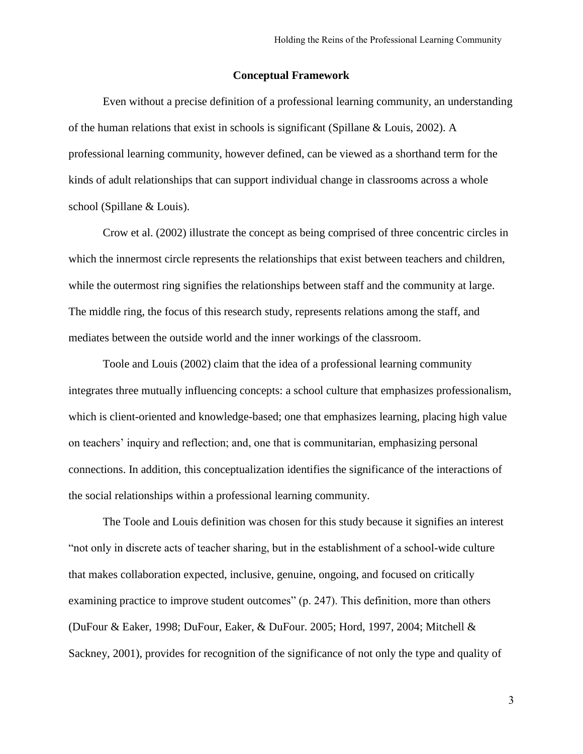## Conceptual Framework

Even without a precise definition of a professional learning community, an understanding of the human relations that exist in schools is significant (Spillane & Louis, 2002). A professional learning community, however defined, can be viewed as a shorthand term for the kinds of adult relationships that can support individual change in classrooms across a whole school (Spillane & Louis).

Crow et al. (2002) illustrate the concept as being comprised of three concentric circles in which the innermost circle represents the relationships that exist between teachers and children, while the outermost ring signifies the relationships between staff and the community at large. The middle ring, the focus of this research study, represents relations among the staff, and mediates between the outside world and the inner workings of the classroom.

Toole and Louis (2002) claim that the idea of a professional learning community integrates three mutually influencing concepts: a school culture that emphasizes professionalism, which is client-oriented and knowledge-based; one that emphasizes learning, placing high value on teachers' inquiry and reflection; and, one that is communitarian, emphasizing personal connections. In addition, this conceptualization identifies the significance of the interactions of the social relationships within a professional learning community.

The Toole and Louis definition was chosen for this study because it signifies an interest "not only in discrete acts of teacher sharing, but in the establishment of a school-wide culture that makes collaboration expected, inclusive, genuine, ongoing, and focused on critically examining practice to improve student outcomes" (p. 247). This definition, more than others (DuFour & Eaker, 1998; DuFour, Eaker, & DuFour. 2005; Hord, 1997, 2004; Mitchell & Sackney, 2001), provides for recognition of the significance of not only the type and quality of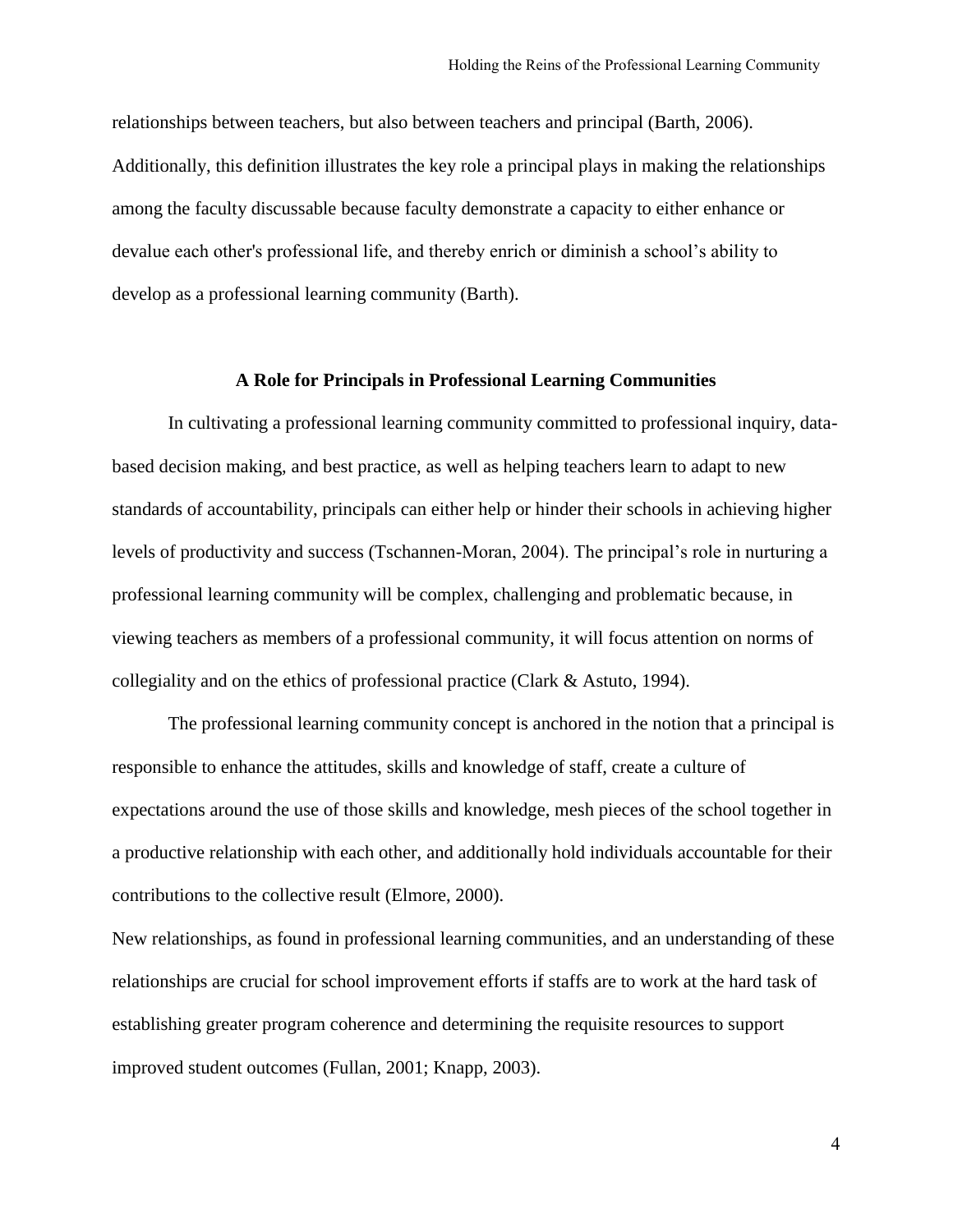relationships between teachers, but also between teachers and principal (Barth, 2006). Additionally, this definition illustrates the key role a principal plays in making the relationships among the faculty discussable because faculty demonstrate a capacity to either enhance or devalue each other's professional life, and thereby enrich or diminish a school's ability to develop as a professional learning community (Barth).

## A Role for Principals in Professional Learning Communities

In cultivating a professional learning community committed to professional inquiry, data-based decision making, and best practice, as well as helping teachers learn to adapt to new standards of accountability, principals can either help or hinder their schools in achieving higher levels of productivity and success (Tschannen-Moran, 2004). The principal's role in nurturing a professional learning community will be complex, challenging and problematic because, in viewing teachers as members of a professional community, it will focus attention on norms of collegiality and on the ethics of professional practice (Clark & Astuto, 1994).

The professional learning community concept is anchored in the notion that a principal is responsible to enhance the attitudes, skills and knowledge of staff, create a culture of expectations around the use of those skills and knowledge, mesh pieces of the school together in a productive relationship with each other, and additionally hold individuals accountable for their contributions to the collective result (Elmore, 2000).

New relationships, as found in professional learning communities, and an understanding of these relationships are crucial for school improvement efforts if staffs are to work at the hard task of establishing greater program coherence and determining the requisite resources to support improved student outcomes (Fullan, 2001; Knapp, 2003).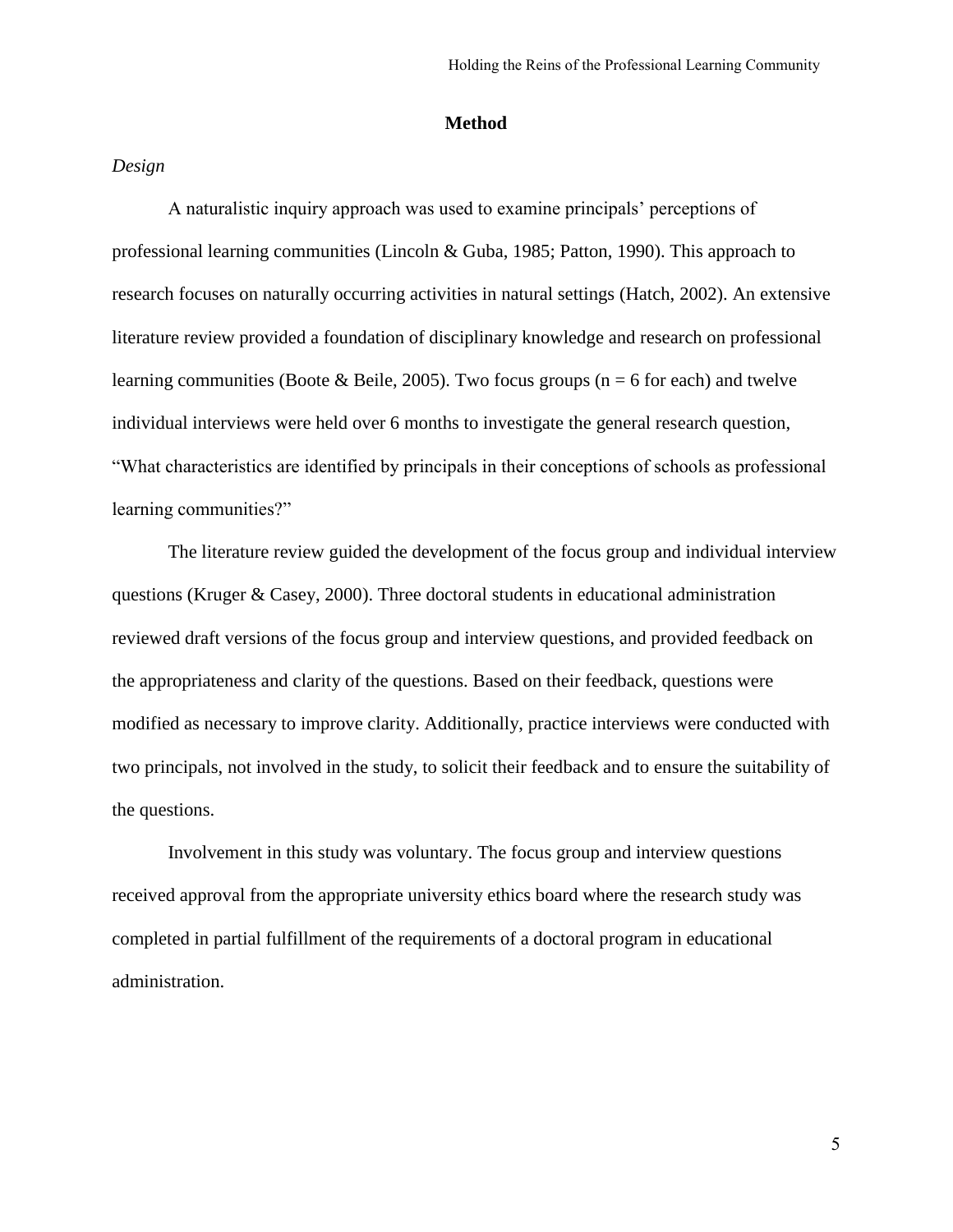## Method

### *Design*

A naturalistic inquiry approach was used to examine principals' perceptions of professional learning communities (Lincoln & Guba, 1985; Patton, 1990). This approach to research focuses on naturally occurring activities in natural settings (Hatch, 2002). An extensive literature review provided a foundation of disciplinary knowledge and research on professional learning communities (Boote & Beile, 2005). Two focus groups ($n = 6$ for each) and twelve individual interviews were held over 6 months to investigate the general research question, "What characteristics are identified by principals in their conceptions of schools as professional learning communities?"

The literature review guided the development of the focus group and individual interview questions (Kruger & Casey, 2000). Three doctoral students in educational administration reviewed draft versions of the focus group and interview questions, and provided feedback on the appropriateness and clarity of the questions. Based on their feedback, questions were modified as necessary to improve clarity. Additionally, practice interviews were conducted with two principals, not involved in the study, to solicit their feedback and to ensure the suitability of the questions.

Involvement in this study was voluntary. The focus group and interview questions received approval from the appropriate university ethics board where the research study was completed in partial fulfillment of the requirements of a doctoral program in educational administration.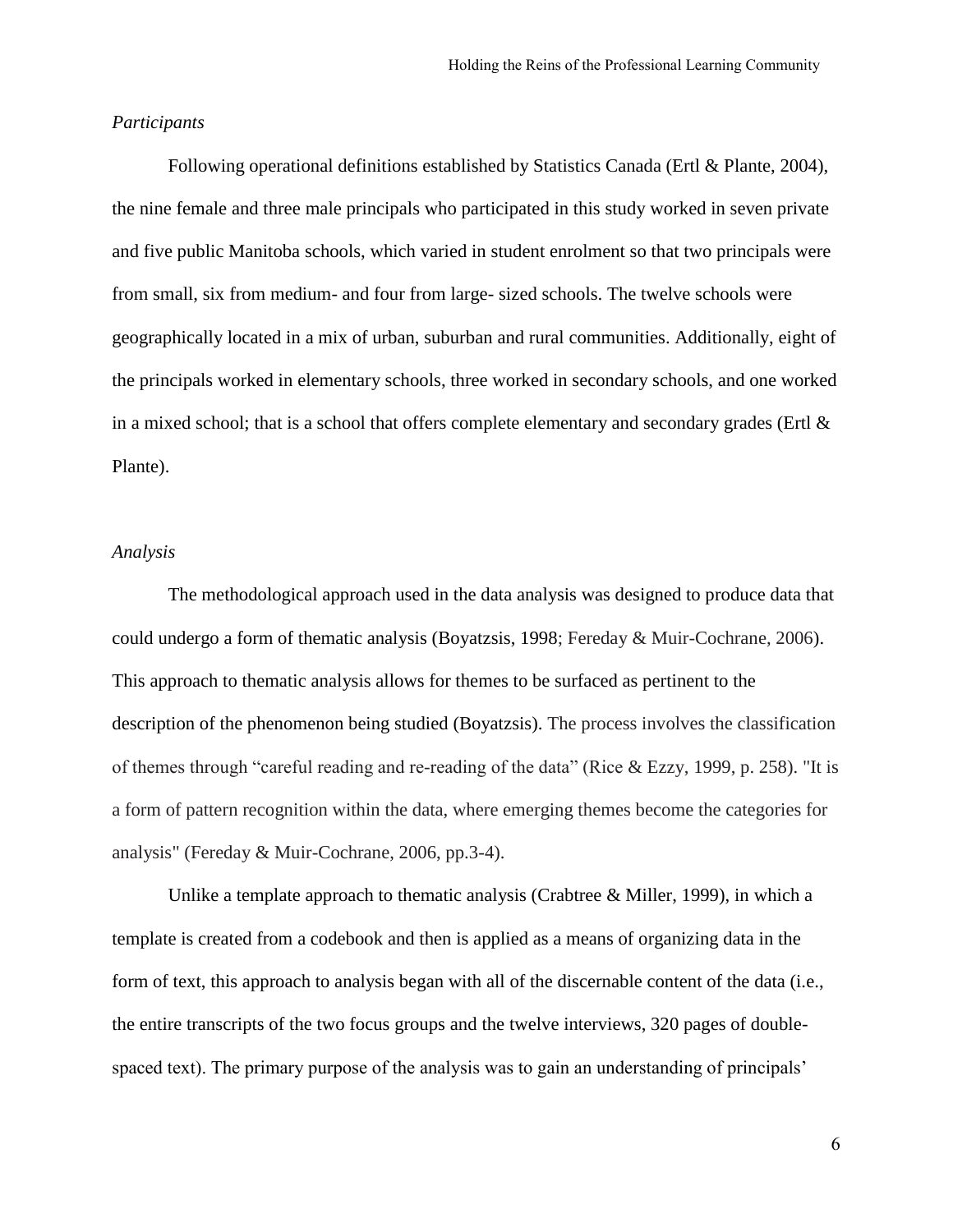*Participants*

Following operational definitions established by Statistics Canada (Ertl & Plante, 2004), the nine female and three male principals who participated in this study worked in seven private and five public Manitoba schools, which varied in student enrolment so that two principals were from small, six from medium- and four from large- sized schools. The twelve schools were geographically located in a mix of urban, suburban and rural communities. Additionally, eight of the principals worked in elementary schools, three worked in secondary schools, and one worked in a mixed school; that is a school that offers complete elementary and secondary grades (Ertl & Plante).

*Analysis*

The methodological approach used in the data analysis was designed to produce data that could undergo a form of thematic analysis (Boyatzsis, 1998; Fereday & Muir-Cochrane, 2006). This approach to thematic analysis allows for themes to be surfaced as pertinent to the description of the phenomenon being studied (Boyatzsis). The process involves the classification of themes through "careful reading and re-reading of the data" (Rice & Ezzy, 1999, p. 258). "It is a form of pattern recognition within the data, where emerging themes become the categories for analysis" (Fereday & Muir-Cochrane, 2006, pp.3-4).

Unlike a template approach to thematic analysis (Crabtree & Miller, 1999), in which a template is created from a codebook and then is applied as a means of organizing data in the form of text, this approach to analysis began with all of the discernable content of the data (i.e., the entire transcripts of the two focus groups and the twelve interviews, 320 pages of double-spaced text). The primary purpose of the analysis was to gain an understanding of principals'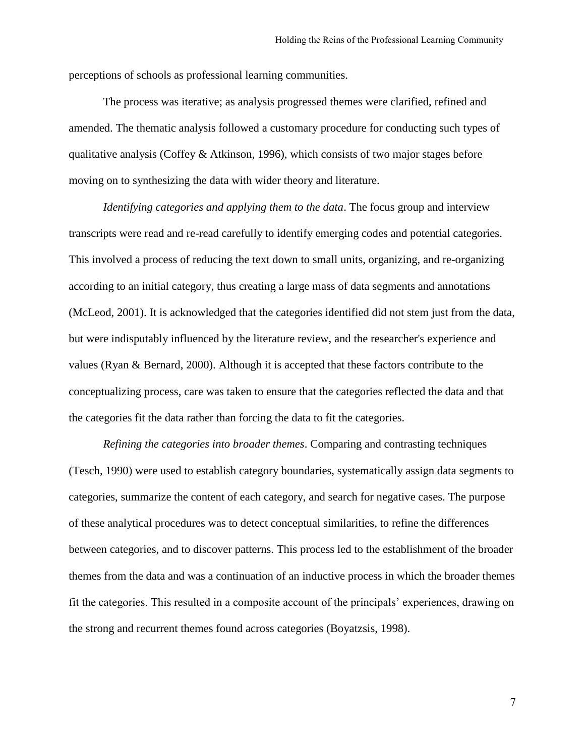perceptions of schools as professional learning communities.

The process was iterative; as analysis progressed themes were clarified, refined and amended. The thematic analysis followed a customary procedure for conducting such types of qualitative analysis (Coffey & Atkinson, 1996), which consists of two major stages before moving on to synthesizing the data with wider theory and literature.

*Identifying categories and applying them to the data*. The focus group and interview transcripts were read and re-read carefully to identify emerging codes and potential categories. This involved a process of reducing the text down to small units, organizing, and re-organizing according to an initial category, thus creating a large mass of data segments and annotations (McLeod, 2001). It is acknowledged that the categories identified did not stem just from the data, but were indisputably influenced by the literature review, and the researcher's experience and values (Ryan & Bernard, 2000). Although it is accepted that these factors contribute to the conceptualizing process, care was taken to ensure that the categories reflected the data and that the categories fit the data rather than forcing the data to fit the categories.

*Refining the categories into broader themes*. Comparing and contrasting techniques (Tesch, 1990) were used to establish category boundaries, systematically assign data segments to categories, summarize the content of each category, and search for negative cases. The purpose of these analytical procedures was to detect conceptual similarities, to refine the differences between categories, and to discover patterns. This process led to the establishment of the broader themes from the data and was a continuation of an inductive process in which the broader themes fit the categories. This resulted in a composite account of the principals' experiences, drawing on the strong and recurrent themes found across categories (Boyatzsis, 1998).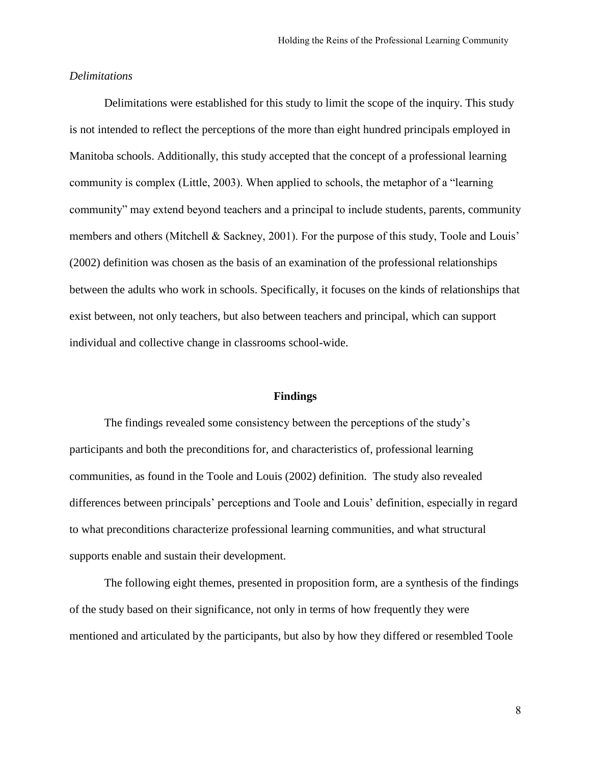*Delimitations*

Delimitations were established for this study to limit the scope of the inquiry. This study is not intended to reflect the perceptions of the more than eight hundred principals employed in Manitoba schools. Additionally, this study accepted that the concept of a professional learning community is complex (Little, 2003). When applied to schools, the metaphor of a "learning community" may extend beyond teachers and a principal to include students, parents, community members and others (Mitchell & Sackney, 2001). For the purpose of this study, Toole and Louis' (2002) definition was chosen as the basis of an examination of the professional relationships between the adults who work in schools. Specifically, it focuses on the kinds of relationships that exist between, not only teachers, but also between teachers and principal, which can support individual and collective change in classrooms school-wide.

## Findings

The findings revealed some consistency between the perceptions of the study's participants and both the preconditions for, and characteristics of, professional learning communities, as found in the Toole and Louis (2002) definition. The study also revealed differences between principals' perceptions and Toole and Louis' definition, especially in regard to what preconditions characterize professional learning communities, and what structural supports enable and sustain their development.

The following eight themes, presented in proposition form, are a synthesis of the findings of the study based on their significance, not only in terms of how frequently they were mentioned and articulated by the participants, but also by how they differed or resembled Toole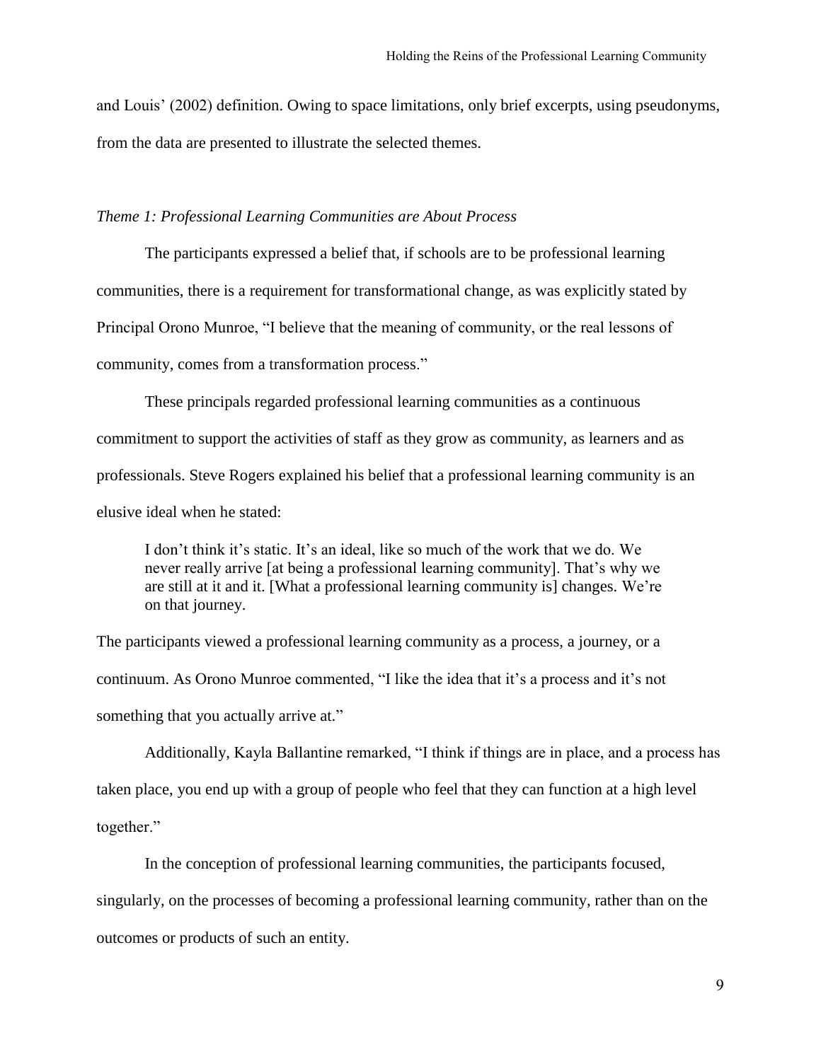and Louis' (2002) definition. Owing to space limitations, only brief excerpts, using pseudonyms, from the data are presented to illustrate the selected themes.

*Theme 1: Professional Learning Communities are About Process*

The participants expressed a belief that, if schools are to be professional learning communities, there is a requirement for transformational change, as was explicitly stated by Principal Orono Munroe, "I believe that the meaning of community, or the real lessons of community, comes from a transformation process."

These principals regarded professional learning communities as a continuous commitment to support the activities of staff as they grow as community, as learners and as professionals. Steve Rogers explained his belief that a professional learning community is an elusive ideal when he stated:

> I don't think it's static. It's an ideal, like so much of the work that we do. We never really arrive [at being a professional learning community]. That's why we are still at it and it. [What a professional learning community is] changes. We're on that journey.

The participants viewed a professional learning community as a process, a journey, or a continuum. As Orono Munroe commented, "I like the idea that it's a process and it's not something that you actually arrive at."

Additionally, Kayla Ballantine remarked, "I think if things are in place, and a process has taken place, you end up with a group of people who feel that they can function at a high level together."

In the conception of professional learning communities, the participants focused, singularly, on the processes of becoming a professional learning community, rather than on the outcomes or products of such an entity.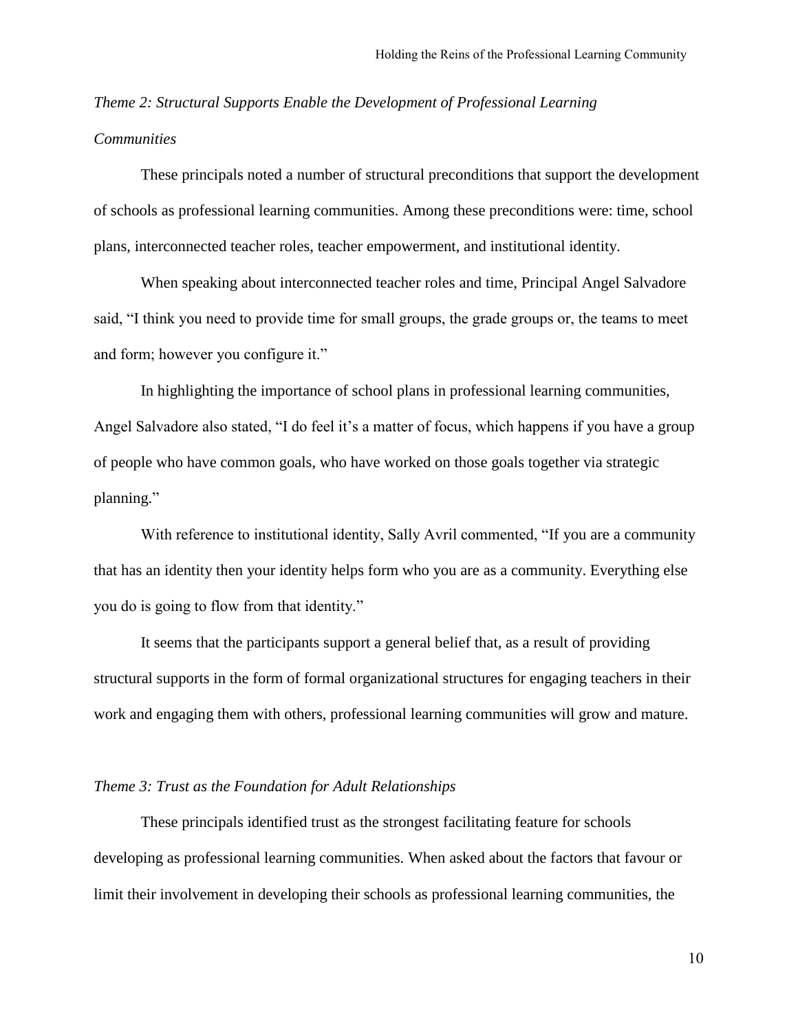*Theme 2: Structural Supports Enable the Development of Professional Learning Communities*

These principals noted a number of structural preconditions that support the development of schools as professional learning communities. Among these preconditions were: time, school plans, interconnected teacher roles, teacher empowerment, and institutional identity.

When speaking about interconnected teacher roles and time, Principal Angel Salvadore said, "I think you need to provide time for small groups, the grade groups or, the teams to meet and form; however you configure it."

In highlighting the importance of school plans in professional learning communities, Angel Salvadore also stated, "I do feel it's a matter of focus, which happens if you have a group of people who have common goals, who have worked on those goals together via strategic planning."

With reference to institutional identity, Sally Avril commented, "If you are a community that has an identity then your identity helps form who you are as a community. Everything else you do is going to flow from that identity."

It seems that the participants support a general belief that, as a result of providing structural supports in the form of formal organizational structures for engaging teachers in their work and engaging them with others, professional learning communities will grow and mature.

*Theme 3: Trust as the Foundation for Adult Relationships*

These principals identified trust as the strongest facilitating feature for schools developing as professional learning communities. When asked about the factors that favour or limit their involvement in developing their schools as professional learning communities, the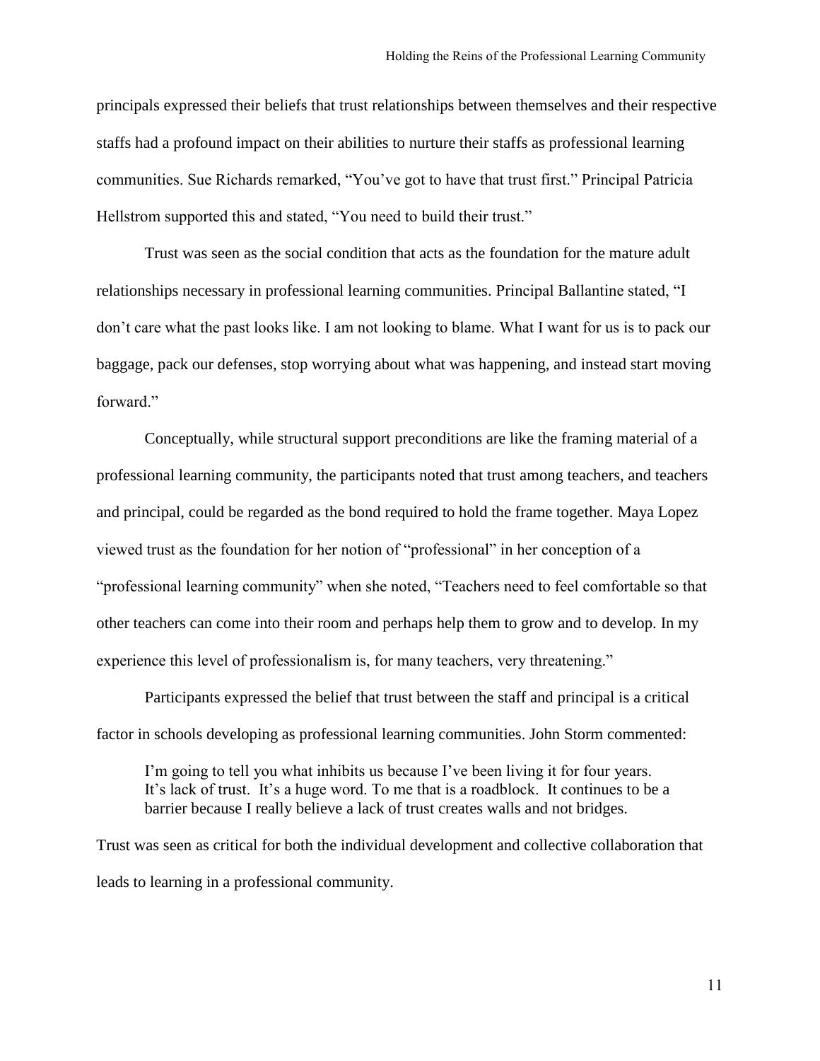principals expressed their beliefs that trust relationships between themselves and their respective staffs had a profound impact on their abilities to nurture their staffs as professional learning communities. Sue Richards remarked, “You’ve got to have that trust first.” Principal Patricia Hellstrom supported this and stated, “You need to build their trust.”

Trust was seen as the social condition that acts as the foundation for the mature adult relationships necessary in professional learning communities. Principal Ballantine stated, “I don’t care what the past looks like. I am not looking to blame. What I want for us is to pack our baggage, pack our defenses, stop worrying about what was happening, and instead start moving forward.”

Conceptually, while structural support preconditions are like the framing material of a professional learning community, the participants noted that trust among teachers, and teachers and principal, could be regarded as the bond required to hold the frame together. Maya Lopez viewed trust as the foundation for her notion of “professional” in her conception of a “professional learning community” when she noted, “Teachers need to feel comfortable so that other teachers can come into their room and perhaps help them to grow and to develop. In my experience this level of professionalism is, for many teachers, very threatening.”

Participants expressed the belief that trust between the staff and principal is a critical factor in schools developing as professional learning communities. John Storm commented:

> I’m going to tell you what inhibits us because I’ve been living it for four years. It’s lack of trust. It’s a huge word. To me that is a roadblock. It continues to be a barrier because I really believe a lack of trust creates walls and not bridges.

Trust was seen as critical for both the individual development and collective collaboration that leads to learning in a professional community.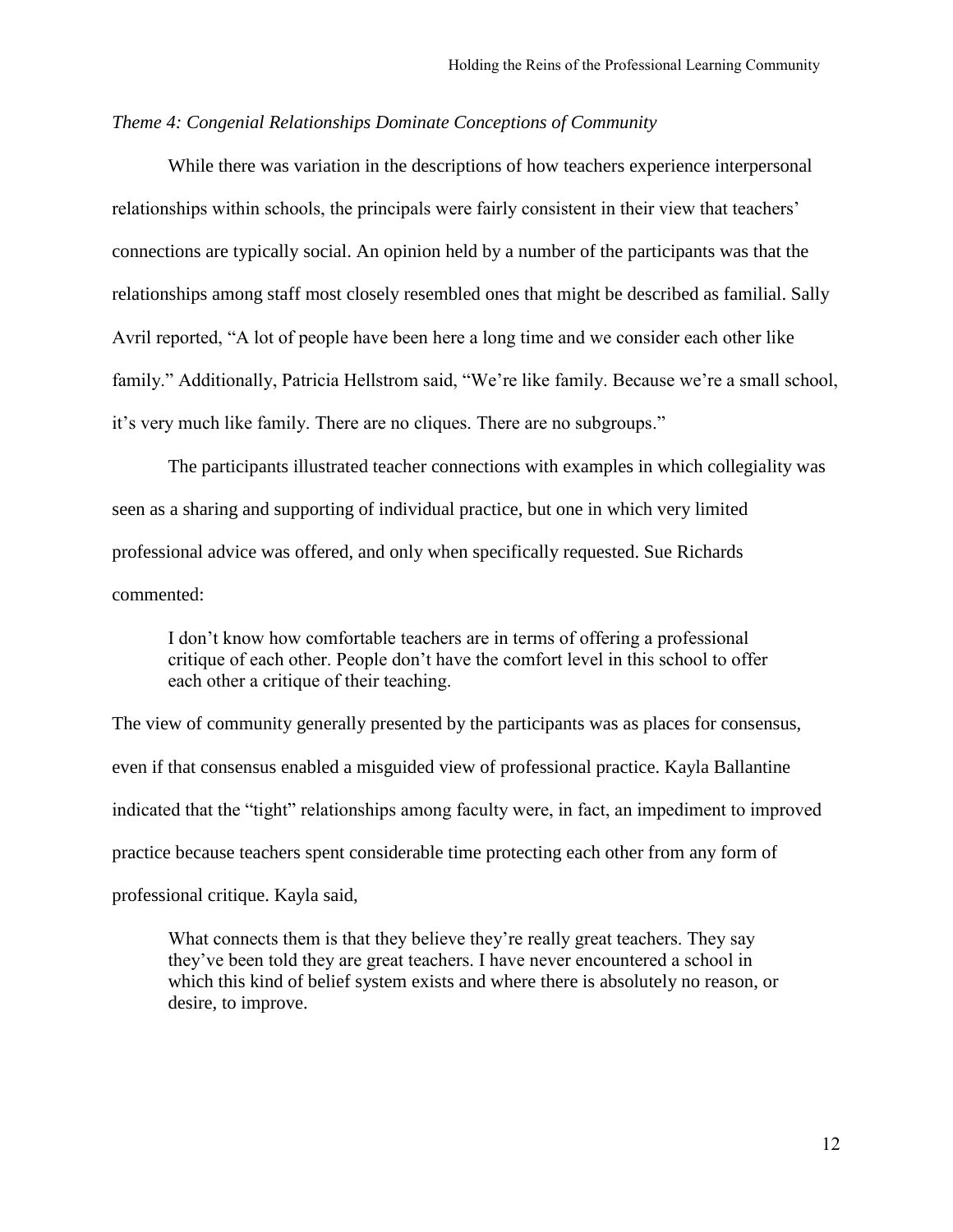*Theme 4: Congenial Relationships Dominate Conceptions of Community*

While there was variation in the descriptions of how teachers experience interpersonal relationships within schools, the principals were fairly consistent in their view that teachers' connections are typically social. An opinion held by a number of the participants was that the relationships among staff most closely resembled ones that might be described as familial. Sally Avril reported, "A lot of people have been here a long time and we consider each other like family." Additionally, Patricia Hellstrom said, "We're like family. Because we're a small school, it's very much like family. There are no cliques. There are no subgroups."

The participants illustrated teacher connections with examples in which collegiality was seen as a sharing and supporting of individual practice, but one in which very limited professional advice was offered, and only when specifically requested. Sue Richards commented:

> I don't know how comfortable teachers are in terms of offering a professional critique of each other. People don't have the comfort level in this school to offer each other a critique of their teaching.

The view of community generally presented by the participants was as places for consensus, even if that consensus enabled a misguided view of professional practice. Kayla Ballantine indicated that the "tight" relationships among faculty were, in fact, an impediment to improved practice because teachers spent considerable time protecting each other from any form of professional critique. Kayla said,

> What connects them is that they believe they're really great teachers. They say they've been told they are great teachers. I have never encountered a school in which this kind of belief system exists and where there is absolutely no reason, or desire, to improve.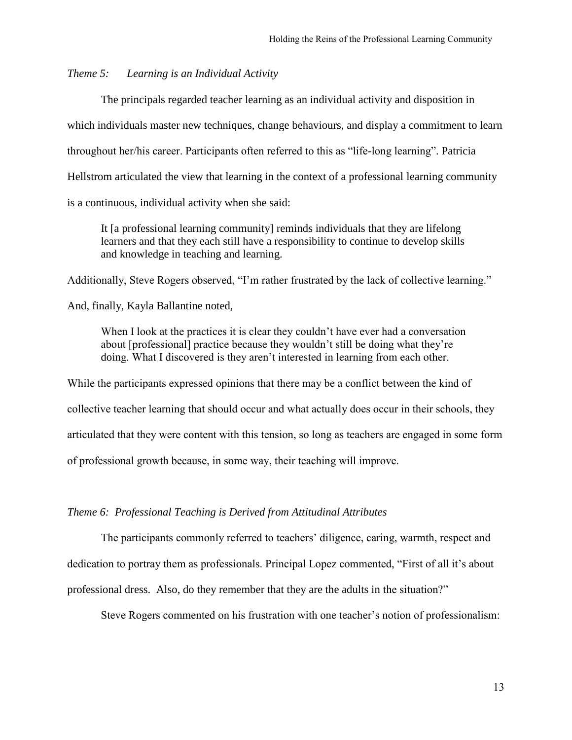*Theme 5: Learning is an Individual Activity*

The principals regarded teacher learning as an individual activity and disposition in which individuals master new techniques, change behaviours, and display a commitment to learn throughout her/his career. Participants often referred to this as "life-long learning". Patricia Hellstrom articulated the view that learning in the context of a professional learning community is a continuous, individual activity when she said:

> It [a professional learning community] reminds individuals that they are lifelong learners and that they each still have a responsibility to continue to develop skills and knowledge in teaching and learning.

Additionally, Steve Rogers observed, "I'm rather frustrated by the lack of collective learning." And, finally, Kayla Ballantine noted,

> When I look at the practices it is clear they couldn't have ever had a conversation about [professional] practice because they wouldn't still be doing what they're doing. What I discovered is they aren't interested in learning from each other.

While the participants expressed opinions that there may be a conflict between the kind of collective teacher learning that should occur and what actually does occur in their schools, they articulated that they were content with this tension, so long as teachers are engaged in some form of professional growth because, in some way, their teaching will improve.

*Theme 6: Professional Teaching is Derived from Attitudinal Attributes*

The participants commonly referred to teachers' diligence, caring, warmth, respect and dedication to portray them as professionals. Principal Lopez commented, "First of all it's about professional dress. Also, do they remember that they are the adults in the situation?"

Steve Rogers commented on his frustration with one teacher's notion of professionalism: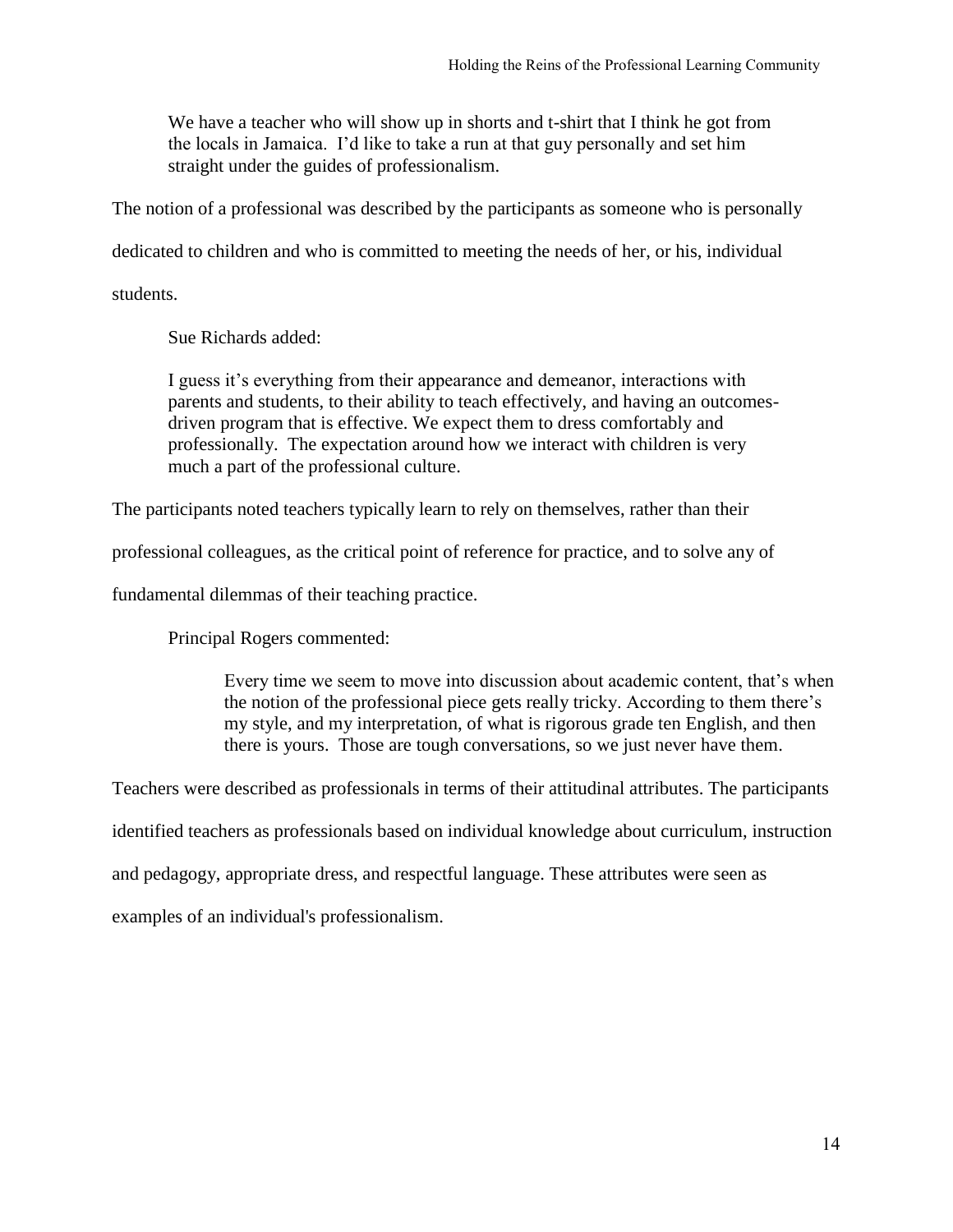> We have a teacher who will show up in shorts and t-shirt that I think he got from the locals in Jamaica. I'd like to take a run at that guy personally and set him straight under the guides of professionalism.

The notion of a professional was described by the participants as someone who is personally dedicated to children and who is committed to meeting the needs of her, or his, individual students.

Sue Richards added:

> I guess it's everything from their appearance and demeanor, interactions with parents and students, to their ability to teach effectively, and having an outcomes-driven program that is effective. We expect them to dress comfortably and professionally. The expectation around how we interact with children is very much a part of the professional culture.

The participants noted teachers typically learn to rely on themselves, rather than their professional colleagues, as the critical point of reference for practice, and to solve any of fundamental dilemmas of their teaching practice.

Principal Rogers commented:

> Every time we seem to move into discussion about academic content, that's when the notion of the professional piece gets really tricky. According to them there's my style, and my interpretation, of what is rigorous grade ten English, and then there is yours. Those are tough conversations, so we just never have them.

Teachers were described as professionals in terms of their attitudinal attributes. The participants identified teachers as professionals based on individual knowledge about curriculum, instruction and pedagogy, appropriate dress, and respectful language. These attributes were seen as examples of an individual's professionalism.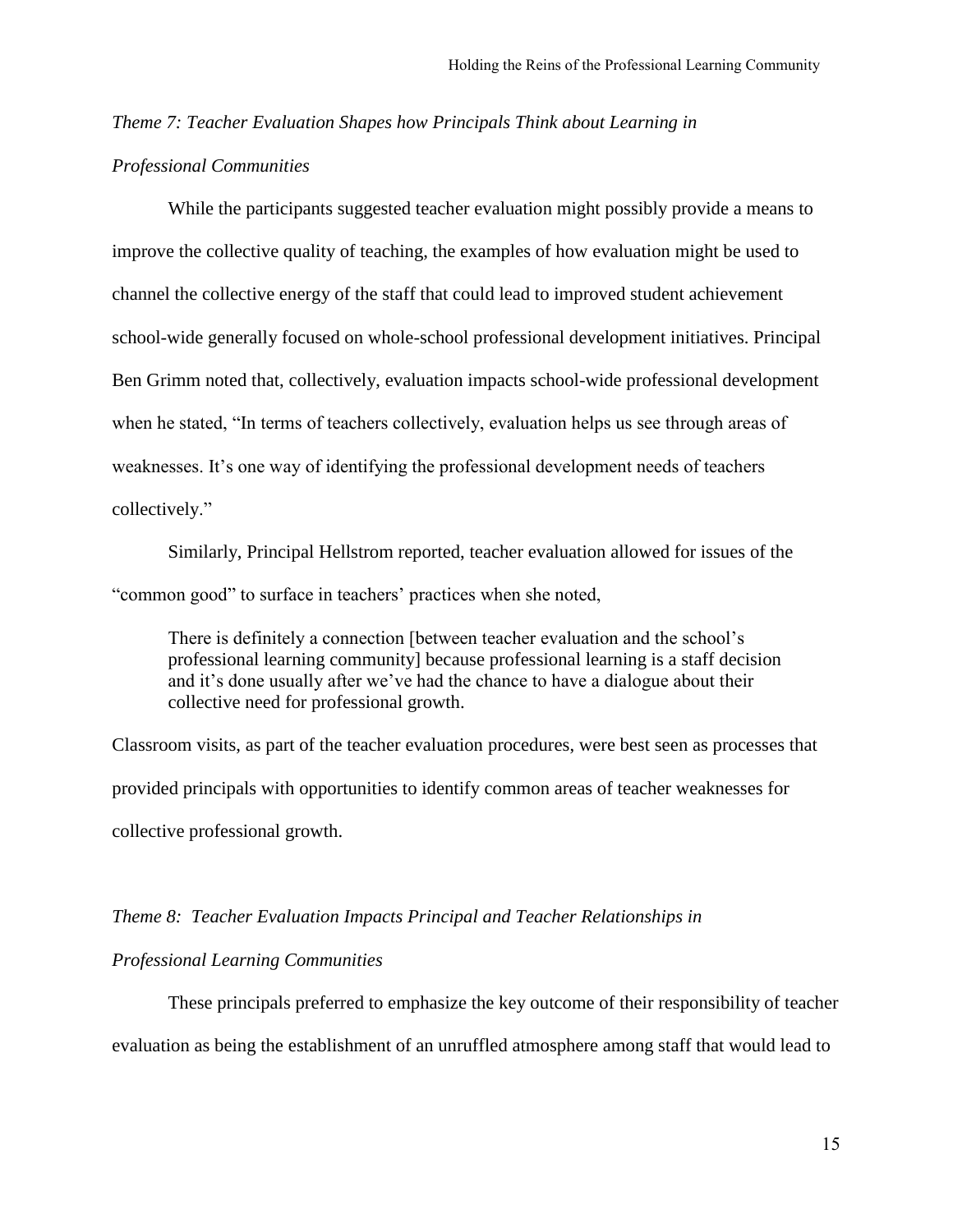*Theme 7: Teacher Evaluation Shapes how Principals Think about Learning in Professional Communities*

While the participants suggested teacher evaluation might possibly provide a means to improve the collective quality of teaching, the examples of how evaluation might be used to channel the collective energy of the staff that could lead to improved student achievement school-wide generally focused on whole-school professional development initiatives. Principal Ben Grimm noted that, collectively, evaluation impacts school-wide professional development when he stated, "In terms of teachers collectively, evaluation helps us see through areas of weaknesses. It's one way of identifying the professional development needs of teachers collectively."

Similarly, Principal Hellstrom reported, teacher evaluation allowed for issues of the "common good" to surface in teachers' practices when she noted,

> There is definitely a connection [between teacher evaluation and the school's professional learning community] because professional learning is a staff decision and it's done usually after we've had the chance to have a dialogue about their collective need for professional growth.

Classroom visits, as part of the teacher evaluation procedures, were best seen as processes that provided principals with opportunities to identify common areas of teacher weaknesses for collective professional growth.

*Theme 8: Teacher Evaluation Impacts Principal and Teacher Relationships in Professional Learning Communities*

These principals preferred to emphasize the key outcome of their responsibility of teacher evaluation as being the establishment of an unruffled atmosphere among staff that would lead to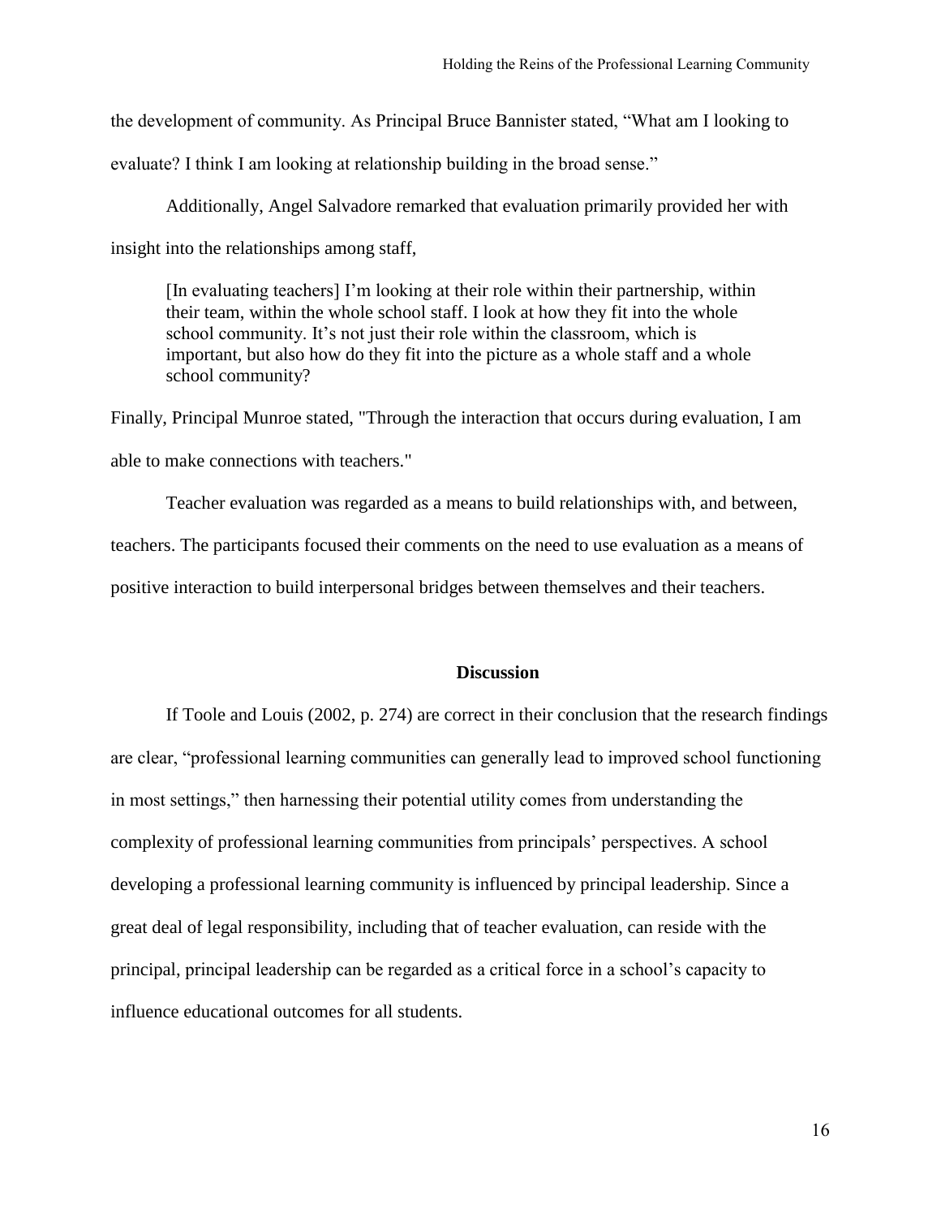the development of community. As Principal Bruce Bannister stated, "What am I looking to evaluate? I think I am looking at relationship building in the broad sense."

Additionally, Angel Salvadore remarked that evaluation primarily provided her with insight into the relationships among staff,

> [In evaluating teachers] I'm looking at their role within their partnership, within their team, within the whole school staff. I look at how they fit into the whole school community. It's not just their role within the classroom, which is important, but also how do they fit into the picture as a whole staff and a whole school community?

Finally, Principal Munroe stated, "Through the interaction that occurs during evaluation, I am able to make connections with teachers."

Teacher evaluation was regarded as a means to build relationships with, and between, teachers. The participants focused their comments on the need to use evaluation as a means of positive interaction to build interpersonal bridges between themselves and their teachers.

## Discussion

If Toole and Louis (2002, p. 274) are correct in their conclusion that the research findings are clear, "professional learning communities can generally lead to improved school functioning in most settings," then harnessing their potential utility comes from understanding the complexity of professional learning communities from principals' perspectives. A school developing a professional learning community is influenced by principal leadership. Since a great deal of legal responsibility, including that of teacher evaluation, can reside with the principal, principal leadership can be regarded as a critical force in a school's capacity to influence educational outcomes for all students.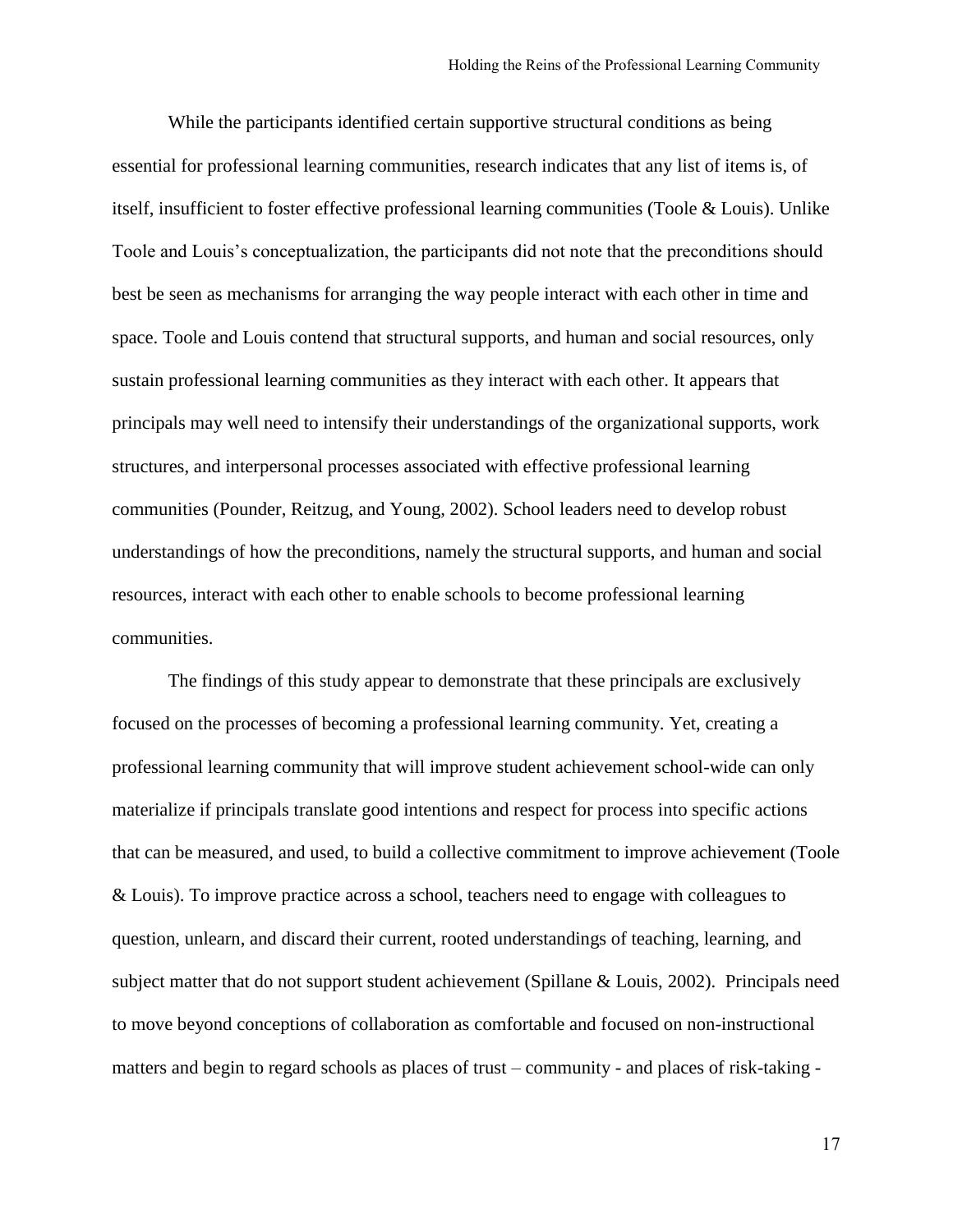While the participants identified certain supportive structural conditions as being essential for professional learning communities, research indicates that any list of items is, of itself, insufficient to foster effective professional learning communities (Toole & Louis). Unlike Toole and Louis's conceptualization, the participants did not note that the preconditions should best be seen as mechanisms for arranging the way people interact with each other in time and space. Toole and Louis contend that structural supports, and human and social resources, only sustain professional learning communities as they interact with each other. It appears that principals may well need to intensify their understandings of the organizational supports, work structures, and interpersonal processes associated with effective professional learning communities (Pounder, Reitzug, and Young, 2002). School leaders need to develop robust understandings of how the preconditions, namely the structural supports, and human and social resources, interact with each other to enable schools to become professional learning communities.

The findings of this study appear to demonstrate that these principals are exclusively focused on the processes of becoming a professional learning community. Yet, creating a professional learning community that will improve student achievement school-wide can only materialize if principals translate good intentions and respect for process into specific actions that can be measured, and used, to build a collective commitment to improve achievement (Toole & Louis). To improve practice across a school, teachers need to engage with colleagues to question, unlearn, and discard their current, rooted understandings of teaching, learning, and subject matter that do not support student achievement (Spillane & Louis, 2002). Principals need to move beyond conceptions of collaboration as comfortable and focused on non-instructional matters and begin to regard schools as places of trust – community - and places of risk-taking -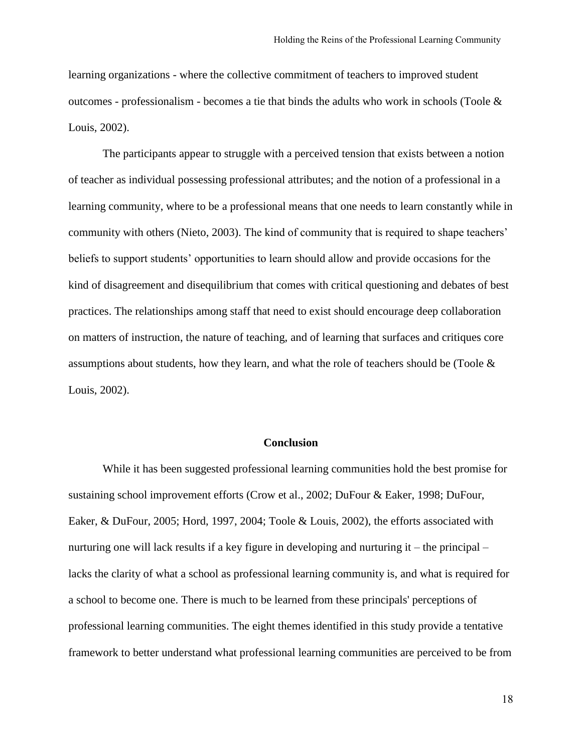learning organizations - where the collective commitment of teachers to improved student outcomes - professionalism - becomes a tie that binds the adults who work in schools (Toole & Louis, 2002).

The participants appear to struggle with a perceived tension that exists between a notion of teacher as individual possessing professional attributes; and the notion of a professional in a learning community, where to be a professional means that one needs to learn constantly while in community with others (Nieto, 2003). The kind of community that is required to shape teachers' beliefs to support students' opportunities to learn should allow and provide occasions for the kind of disagreement and disequilibrium that comes with critical questioning and debates of best practices. The relationships among staff that need to exist should encourage deep collaboration on matters of instruction, the nature of teaching, and of learning that surfaces and critiques core assumptions about students, how they learn, and what the role of teachers should be (Toole & Louis, 2002).

## Conclusion

While it has been suggested professional learning communities hold the best promise for sustaining school improvement efforts (Crow et al., 2002; DuFour & Eaker, 1998; DuFour, Eaker, & DuFour, 2005; Hord, 1997, 2004; Toole & Louis, 2002), the efforts associated with nurturing one will lack results if a key figure in developing and nurturing it – the principal – lacks the clarity of what a school as professional learning community is, and what is required for a school to become one. There is much to be learned from these principals' perceptions of professional learning communities. The eight themes identified in this study provide a tentative framework to better understand what professional learning communities are perceived to be from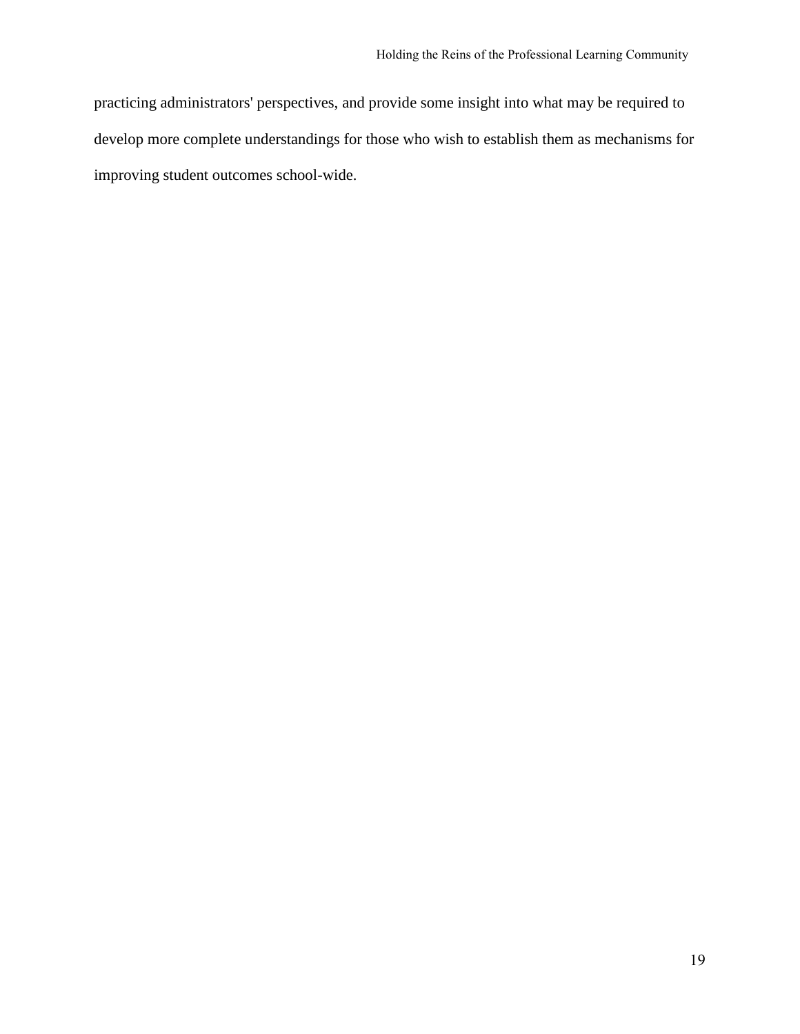practicing administrators' perspectives, and provide some insight into what may be required to develop more complete understandings for those who wish to establish them as mechanisms for improving student outcomes school-wide.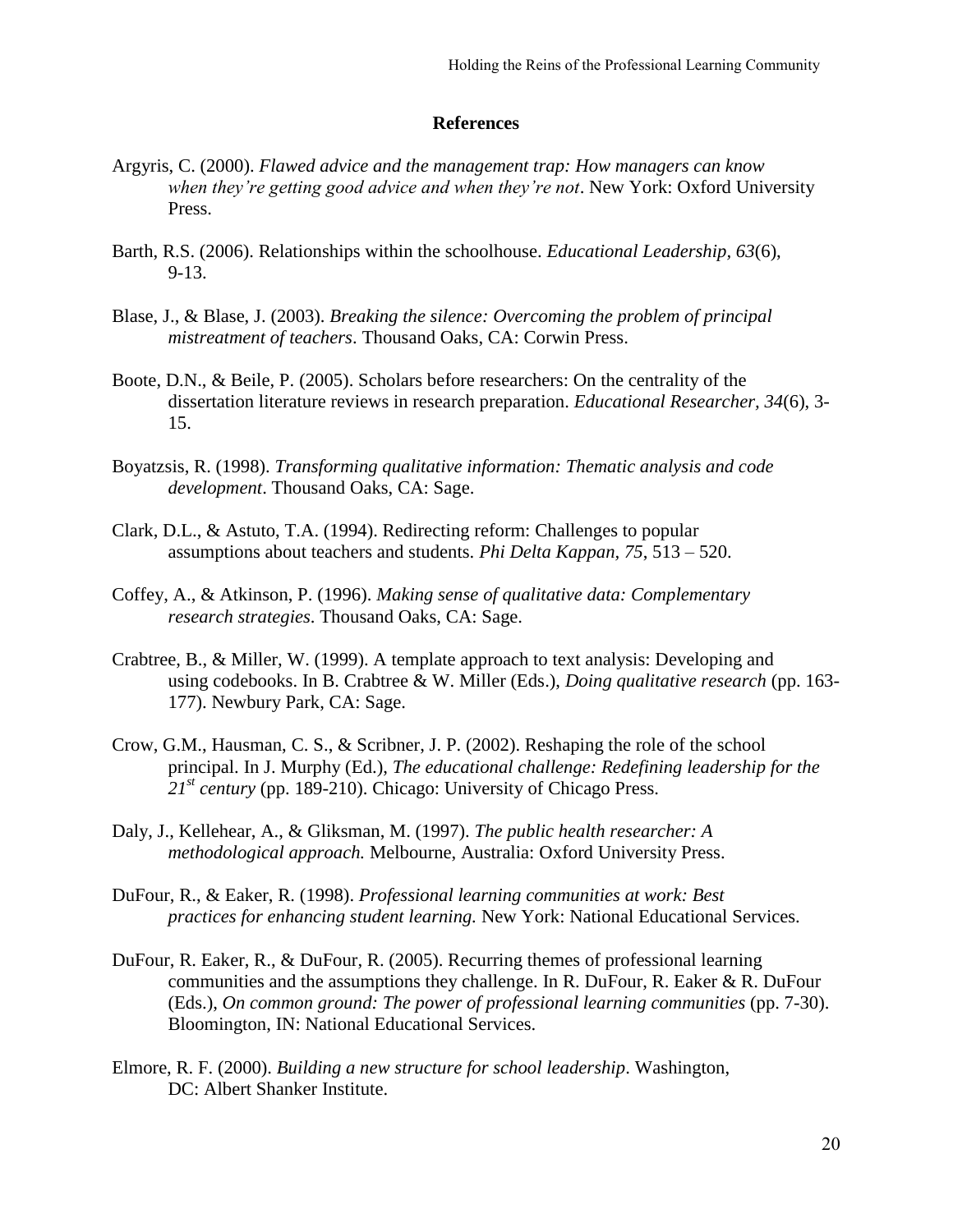## References

Argyris, C. (2000). *Flawed advice and the management trap: How managers can know when they're getting good advice and when they're not*. New York: Oxford University Press.

Barth, R.S. (2006). Relationships within the schoolhouse. *Educational Leadership, 63*(6), 9-13.

Blase, J., & Blase, J. (2003). *Breaking the silence: Overcoming the problem of principal mistreatment of teachers*. Thousand Oaks, CA: Corwin Press.

Boote, D.N., & Beile, P. (2005). Scholars before researchers: On the centrality of the dissertation literature reviews in research preparation. *Educational Researcher, 34*(6), 3-15.

Boyatzsis, R. (1998). *Transforming qualitative information: Thematic analysis and code development*. Thousand Oaks, CA: Sage.

Clark, D.L., & Astuto, T.A. (1994). Redirecting reform: Challenges to popular assumptions about teachers and students. *Phi Delta Kappan, 75*, 513 – 520.

Coffey, A., & Atkinson, P. (1996). *Making sense of qualitative data: Complementary research strategies*. Thousand Oaks, CA: Sage.

Crabtree, B., & Miller, W. (1999). A template approach to text analysis: Developing and using codebooks. In B. Crabtree & W. Miller (Eds.), *Doing qualitative research* (pp. 163-177). Newbury Park, CA: Sage.

Crow, G.M., Hausman, C. S., & Scribner, J. P. (2002). Reshaping the role of the school principal. In J. Murphy (Ed.), *The educational challenge: Redefining leadership for the 21st century* (pp. 189-210). Chicago: University of Chicago Press.

Daly, J., Kellehear, A., & Gliksman, M. (1997). *The public health researcher: A methodological approach.* Melbourne, Australia: Oxford University Press.

DuFour, R., & Eaker, R. (1998). *Professional learning communities at work: Best practices for enhancing student learning.* New York: National Educational Services.

DuFour, R. Eaker, R., & DuFour, R. (2005). Recurring themes of professional learning communities and the assumptions they challenge. In R. DuFour, R. Eaker & R. DuFour (Eds.), *On common ground: The power of professional learning communities* (pp. 7-30). Bloomington, IN: National Educational Services.

Elmore, R. F. (2000). *Building a new structure for school leadership*. Washington, DC: Albert Shanker Institute.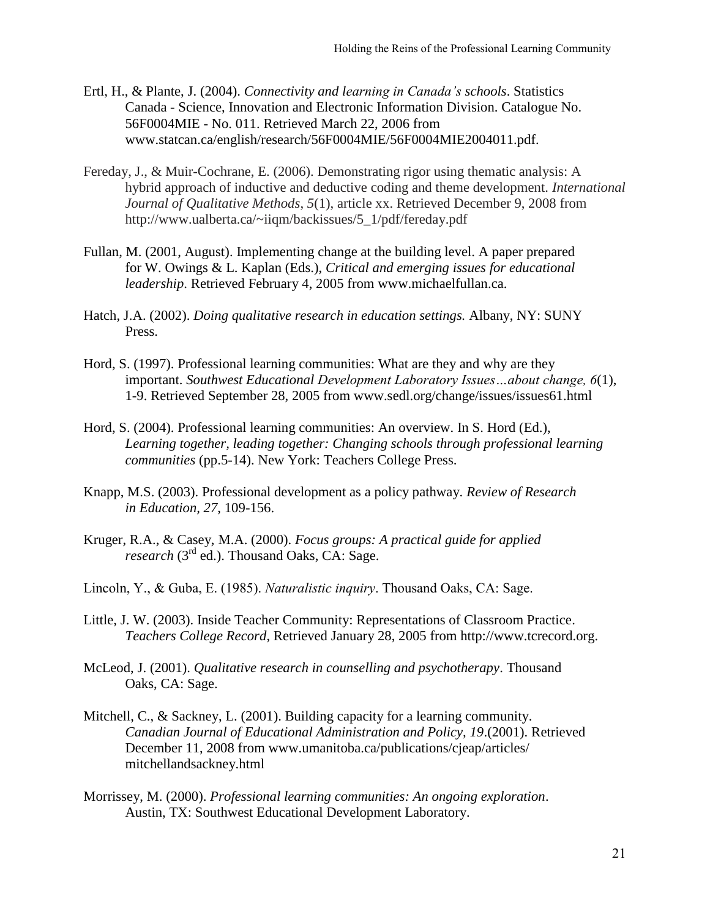Ertl, H., & Plante, J. (2004). *Connectivity and learning in Canada's schools*. Statistics Canada - Science, Innovation and Electronic Information Division. Catalogue No. 56F0004MIE - No. 011. Retrieved March 22, 2006 from www.statcan.ca/english/research/56F0004MIE/56F0004MIE2004011.pdf.

Fereday, J., & Muir-Cochrane, E. (2006). Demonstrating rigor using thematic analysis: A hybrid approach of inductive and deductive coding and theme development. *International Journal of Qualitative Methods*, *5*(1), article xx. Retrieved December 9, 2008 from http://www.ualberta.ca/~iiqm/backissues/5_1/pdf/fereday.pdf

Fullan, M. (2001, August). Implementing change at the building level. A paper prepared for W. Owings & L. Kaplan (Eds.), *Critical and emerging issues for educational leadership*. Retrieved February 4, 2005 from www.michaelfullan.ca.

Hatch, J.A. (2002). *Doing qualitative research in education settings.* Albany, NY: SUNY Press.

Hord, S. (1997). Professional learning communities: What are they and why are they important. *Southwest Educational Development Laboratory Issues…about change, 6*(1), 1-9. Retrieved September 28, 2005 from www.sedl.org/change/issues/issues61.html

Hord, S. (2004). Professional learning communities: An overview. In S. Hord (Ed.), *Learning together, leading together: Changing schools through professional learning communities* (pp.5-14). New York: Teachers College Press.

Knapp, M.S. (2003). Professional development as a policy pathway. *Review of Research in Education*, *27*, 109-156.

Kruger, R.A., & Casey, M.A. (2000). *Focus groups: A practical guide for applied research* (3rd ed.). Thousand Oaks, CA: Sage.

Lincoln, Y., & Guba, E. (1985). *Naturalistic inquiry*. Thousand Oaks, CA: Sage.

Little, J. W. (2003). Inside Teacher Community: Representations of Classroom Practice. *Teachers College Record*, Retrieved January 28, 2005 from http://www.tcrecord.org.

McLeod, J. (2001). *Qualitative research in counselling and psychotherapy*. Thousand Oaks, CA: Sage.

Mitchell, C., & Sackney, L. (2001). Building capacity for a learning community. *Canadian Journal of Educational Administration and Policy, 19*.(2001). Retrieved December 11, 2008 from www.umanitoba.ca/publications/cjeap/articles/mitchellandsackney.html

Morrissey, M. (2000). *Professional learning communities: An ongoing exploration*. Austin, TX: Southwest Educational Development Laboratory.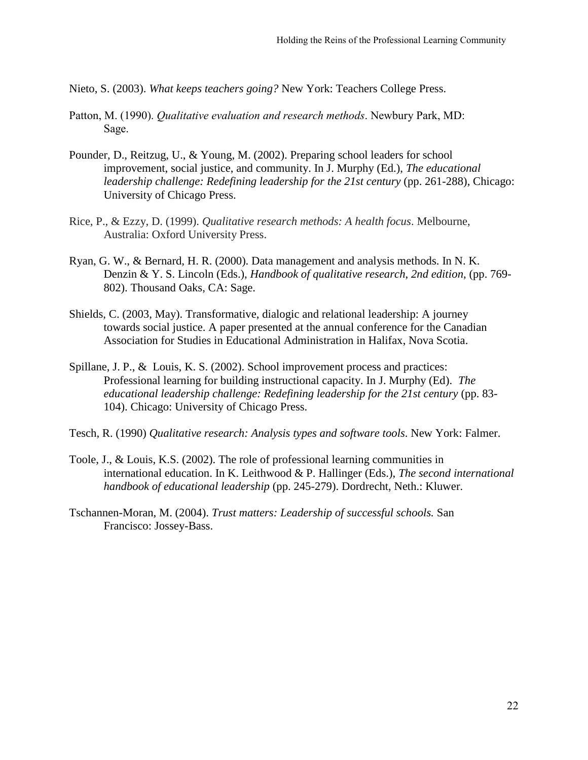Nieto, S. (2003). *What keeps teachers going?* New York: Teachers College Press.

Patton, M. (1990). *Qualitative evaluation and research methods*. Newbury Park, MD: Sage.

Pounder, D., Reitzug, U., & Young, M. (2002). Preparing school leaders for school improvement, social justice, and community. In J. Murphy (Ed.), *The educational leadership challenge: Redefining leadership for the 21st century* (pp. 261-288), Chicago: University of Chicago Press.

Rice, P., & Ezzy, D. (1999). *Qualitative research methods: A health focus*. Melbourne, Australia: Oxford University Press.

Ryan, G. W., & Bernard, H. R. (2000). Data management and analysis methods. In N. K. Denzin & Y. S. Lincoln (Eds.), *Handbook of qualitative research, 2nd edition*, (pp. 769-802). Thousand Oaks, CA: Sage.

Shields, C. (2003, May). Transformative, dialogic and relational leadership: A journey towards social justice. A paper presented at the annual conference for the Canadian Association for Studies in Educational Administration in Halifax, Nova Scotia.

Spillane, J. P., & Louis, K. S. (2002). School improvement process and practices: Professional learning for building instructional capacity. In J. Murphy (Ed). *The educational leadership challenge: Redefining leadership for the 21st century* (pp. 83-104). Chicago: University of Chicago Press.

Tesch, R. (1990) *Qualitative research: Analysis types and software tools*. New York: Falmer.

Toole, J., & Louis, K.S. (2002). The role of professional learning communities in international education. In K. Leithwood & P. Hallinger (Eds.), *The second international handbook of educational leadership* (pp. 245-279). Dordrecht, Neth.: Kluwer.

Tschannen-Moran, M. (2004). *Trust matters: Leadership of successful schools.* San Francisco: Jossey-Bass.